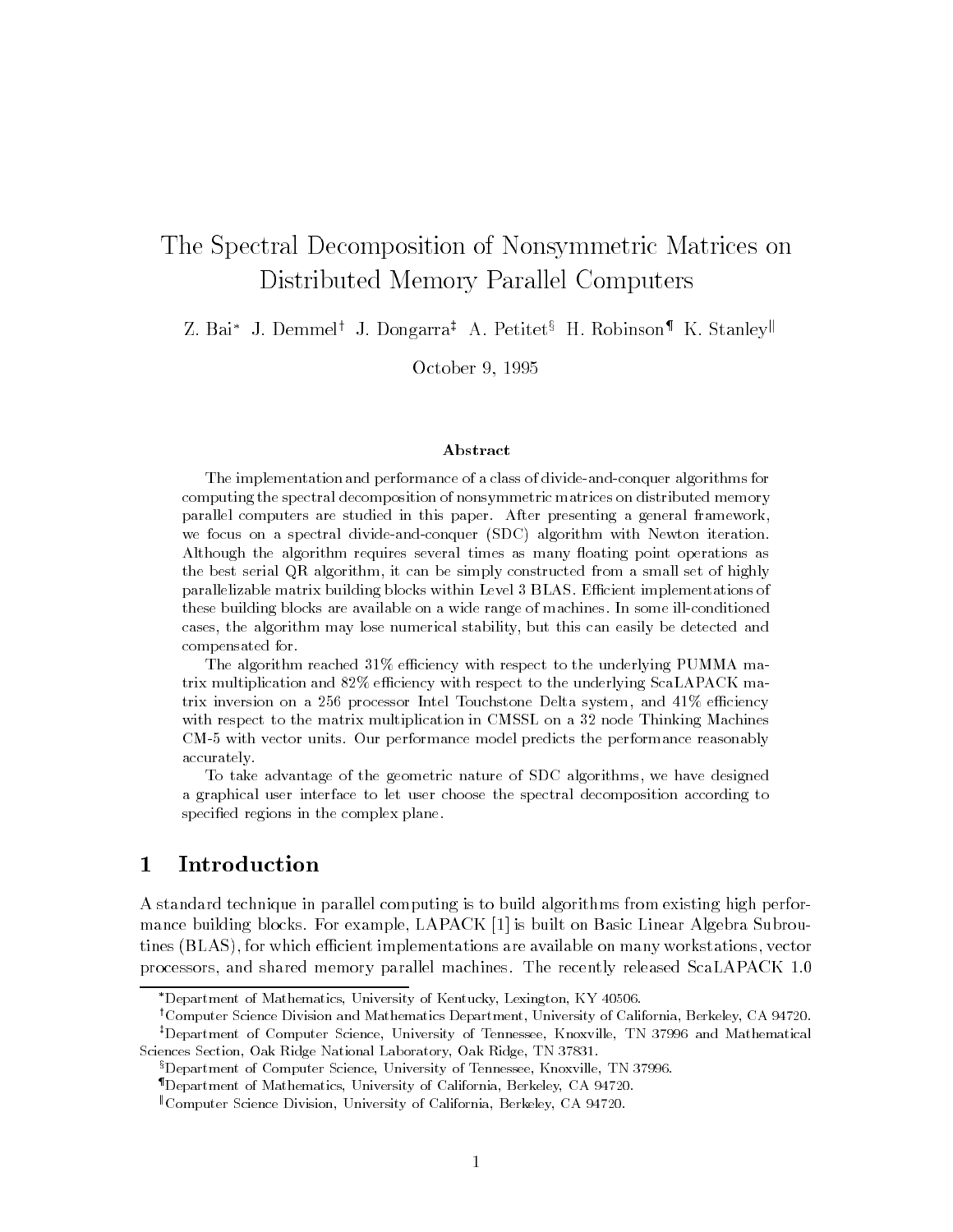# The Spectral Decomposition of Nonsymmetric Matrices on Distributed Memory Parallel Computers

Z. Bai[*] J. Demmel[†] J. Dongarra[‡] A. Petitet[§] H. Robinson[¶] K. Stanley[‖]

October 9, 1995

### Abstract

The implementation and performance of a class of divide-and-conquer algorithms for computing the spectral decomposition of nonsymmetric matrices on distributed memory parallel computers are studied in this paper. After presenting a general framework, we focus on a spectral divide-and-conquer (SDC) algorithm with Newton iteration. Although the algorithm requires several times as many floating point operations as the best serial QR algorithm, it can be simply constructed from a small set of highly parallelizable matrix building blocks within Level 3 BLAS. Efficient implementations of these building blocks are available on a wide range of machines. In some ill-conditioned cases, the algorithm may lose numerical stability, but this can easily be detected and compensated for.

The algorithm reached 31% efficiency with respect to the underlying PUMMA matrix multiplication and 82% efficiency with respect to the underlying ScaLAPACK matrix inversion on a 256 processor Intel Touchstone Delta system, and 41% efficiency with respect to the matrix multiplication in CMSSL on a 32 node Thinking Machines CM-5 with vector units. Our performance model predicts the performance reasonably accurately.

To take advantage of the geometric nature of SDC algorithms, we have designed a graphical user interface to let user choose the spectral decomposition according to specified regions in the complex plane.

## 1 Introduction

A standard technique in parallel computing is to build algorithms from existing high performance building blocks. For example, LAPACK [1] is built on Basic Linear Algebra Subroutines (BLAS), for which efficient implementations are available on many workstations, vector processors, and shared memory parallel machines. The recently released ScaLAPACK 1.0

---

[*] Department of Mathematics, University of Kentucky, Lexington, KY 40506.

[†] Computer Science Division and Mathematics Department, University of California, Berkeley, CA 94720.

[‡] Department of Computer Science, University of Tennessee, Knoxville, TN 37996 and Mathematical Sciences Section, Oak Ridge National Laboratory, Oak Ridge, TN 37831.

[§] Department of Computer Science, University of Tennessee, Knoxville, TN 37996.

[¶] Department of Mathematics, University of California, Berkeley, CA 94720.

[‖] Computer Science Division, University of California, Berkeley, CA 94720.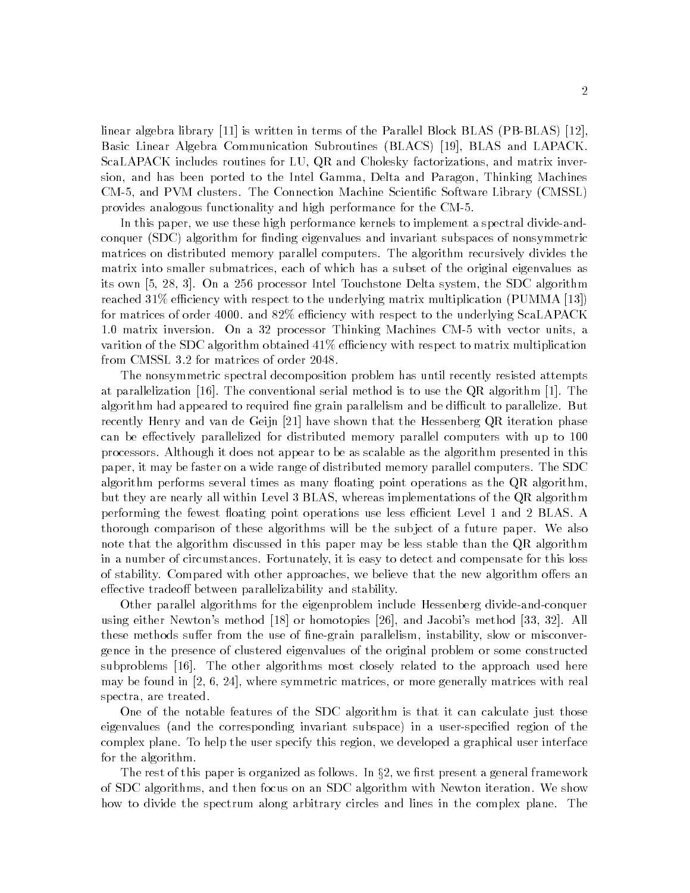linear algebra library [11] is written in terms of the Parallel Block BLAS (PB-BLAS) [12], Basic Linear Algebra Communication Subroutines (BLACS) [19], BLAS and LAPACK. ScaLAPACK includes routines for LU, QR and Cholesky factorizations, and matrix inversion, and has been ported to the Intel Gamma, Delta and Paragon, Thinking Machines CM-5, and PVM clusters. The Connection Machine Scientific Software Library (CMSSL) provides analogous functionality and high performance for the CM-5.

In this paper, we use these high performance kernels to implement a spectral divide-and-conquer (SDC) algorithm for finding eigenvalues and invariant subspaces of nonsymmetric matrices on distributed memory parallel computers. The algorithm recursively divides the matrix into smaller submatrices, each of which has a subset of the original eigenvalues as its own [5, 28, 3]. On a 256 processor Intel Touchstone Delta system, the SDC algorithm reached 31% efficiency with respect to the underlying matrix multiplication (PUMMA [13]) for matrices of order 4000. and 82% efficiency with respect to the underlying ScaLAPACK 1.0 matrix inversion. On a 32 processor Thinking Machines CM-5 with vector units, a varition of the SDC algorithm obtained 41% efficiency with respect to matrix multiplication from CMSSL 3.2 for matrices of order 2048.

The nonsymmetric spectral decomposition problem has until recently resisted attempts at parallelization [16]. The conventional serial method is to use the QR algorithm [1]. The algorithm had appeared to required fine grain parallelism and be difficult to parallelize. But recently Henry and van de Geijn [21] have shown that the Hessenberg QR iteration phase can be effectively parallelized for distributed memory parallel computers with up to 100 processors. Although it does not appear to be as scalable as the algorithm presented in this paper, it may be faster on a wide range of distributed memory parallel computers. The SDC algorithm performs several times as many floating point operations as the QR algorithm, but they are nearly all within Level 3 BLAS, whereas implementations of the QR algorithm performing the fewest floating point operations use less efficient Level 1 and 2 BLAS. A thorough comparison of these algorithms will be the subject of a future paper. We also note that the algorithm discussed in this paper may be less stable than the QR algorithm in a number of circumstances. Fortunately, it is easy to detect and compensate for this loss of stability. Compared with other approaches, we believe that the new algorithm offers an effective tradeoff between parallelizability and stability.

Other parallel algorithms for the eigenproblem include Hessenberg divide-and-conquer using either Newton's method [18] or homotopies [26], and Jacobi's method [33, 32]. All these methods suffer from the use of fine-grain parallelism, instability, slow or misconvergence in the presence of clustered eigenvalues of the original problem or some constructed subproblems [16]. The other algorithms most closely related to the approach used here may be found in [2, 6, 24], where symmetric matrices, or more generally matrices with real spectra, are treated.

One of the notable features of the SDC algorithm is that it can calculate just those eigenvalues (and the corresponding invariant subspace) in a user-specified region of the complex plane. To help the user specify this region, we developed a graphical user interface for the algorithm.

The rest of this paper is organized as follows. In §2, we first present a general framework of SDC algorithms, and then focus on an SDC algorithm with Newton iteration. We show how to divide the spectrum along arbitrary circles and lines in the complex plane. The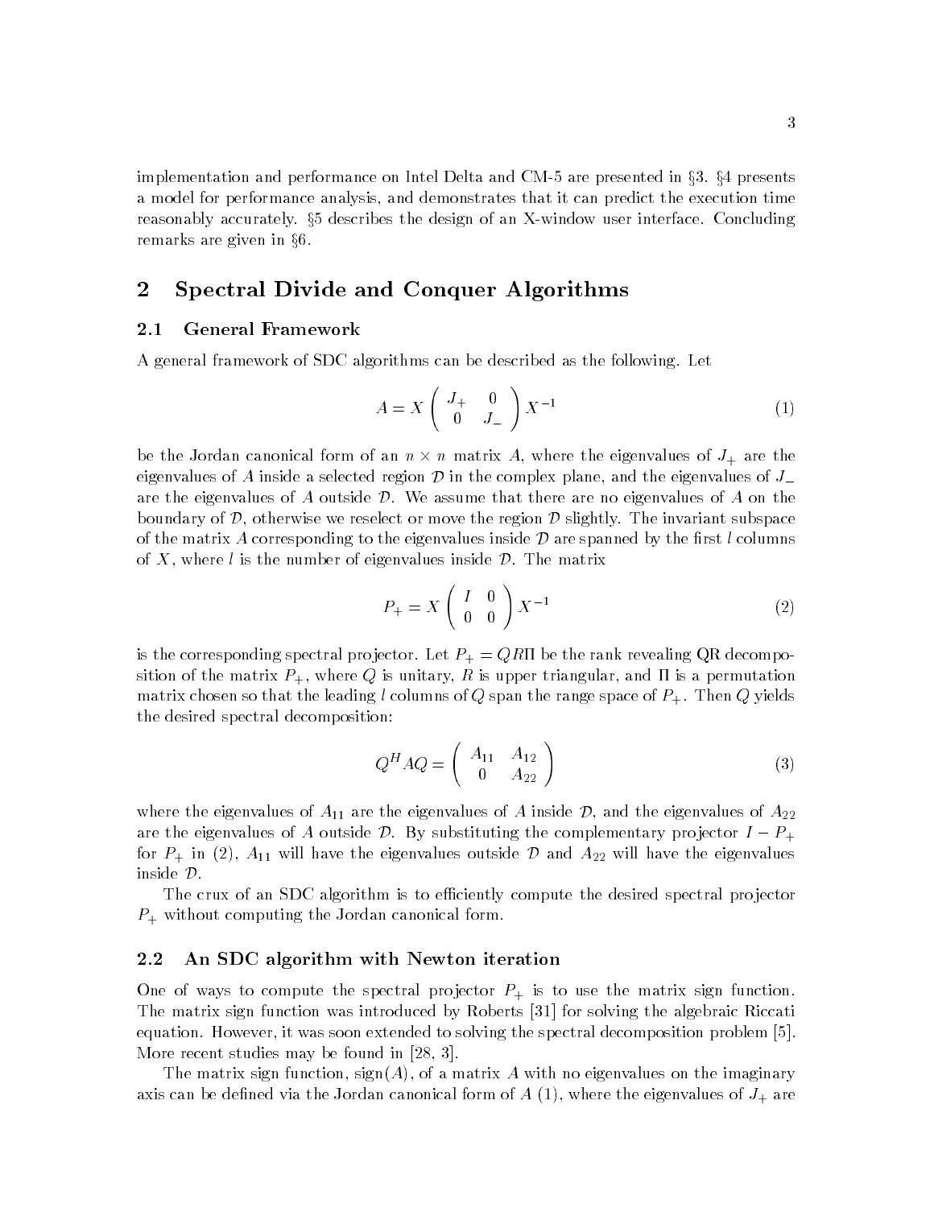implementation and performance on Intel Delta and CM-5 are presented in §3. §4 presents a model for performance analysis, and demonstrates that it can predict the execution time reasonably accurately. §5 describes the design of an X-window user interface. Concluding remarks are given in §6.

## 2 Spectral Divide and Conquer Algorithms

### 2.1 General Framework

A general framework of SDC algorithms can be described as the following. Let

$$A = X \begin{pmatrix} J_+ & 0 \\ 0 & J_- \end{pmatrix} X^{-1} \tag{1}$$

be the Jordan canonical form of an $n \times n$ matrix $A$, where the eigenvalues of $J_+$ are the eigenvalues of $A$ inside a selected region $\mathcal{D}$ in the complex plane, and the eigenvalues of $J_-$ are the eigenvalues of $A$ outside $\mathcal{D}$. We assume that there are no eigenvalues of $A$ on the boundary of $\mathcal{D}$, otherwise we reselect or move the region $\mathcal{D}$ slightly. The invariant subspace of the matrix $A$ corresponding to the eigenvalues inside $\mathcal{D}$ are spanned by the first $l$ columns of $X$, where $l$ is the number of eigenvalues inside $\mathcal{D}$. The matrix

$$P_+ = X \begin{pmatrix} I & 0 \\ 0 & 0 \end{pmatrix} X^{-1} \tag{2}$$

is the corresponding spectral projector. Let $P_+ = QR\Pi$ be the rank revealing QR decomposition of the matrix $P_+$, where $Q$ is unitary, $R$ is upper triangular, and $\Pi$ is a permutation matrix chosen so that the leading $l$ columns of $Q$ span the range space of $P_+$. Then $Q$ yields the desired spectral decomposition:

$$Q^H A Q = \begin{pmatrix} A_{11} & A_{12} \\ 0 & A_{22} \end{pmatrix} \tag{3}$$

where the eigenvalues of $A_{11}$ are the eigenvalues of $A$ inside $\mathcal{D}$, and the eigenvalues of $A_{22}$ are the eigenvalues of $A$ outside $\mathcal{D}$. By substituting the complementary projector $I - P_+$ for $P_+$ in (2), $A_{11}$ will have the eigenvalues outside $\mathcal{D}$ and $A_{22}$ will have the eigenvalues inside $\mathcal{D}$.

The crux of an SDC algorithm is to efficiently compute the desired spectral projector $P_+$ without computing the Jordan canonical form.

### 2.2 An SDC algorithm with Newton iteration

One of ways to compute the spectral projector $P_+$ is to use the matrix sign function. The matrix sign function was introduced by Roberts [31] for solving the algebraic Riccati equation. However, it was soon extended to solving the spectral decomposition problem [5]. More recent studies may be found in [28, 3].

The matrix sign function, $\text{sign}(A)$, of a matrix $A$ with no eigenvalues on the imaginary axis can be defined via the Jordan canonical form of $A$ (1), where the eigenvalues of $J_+$ are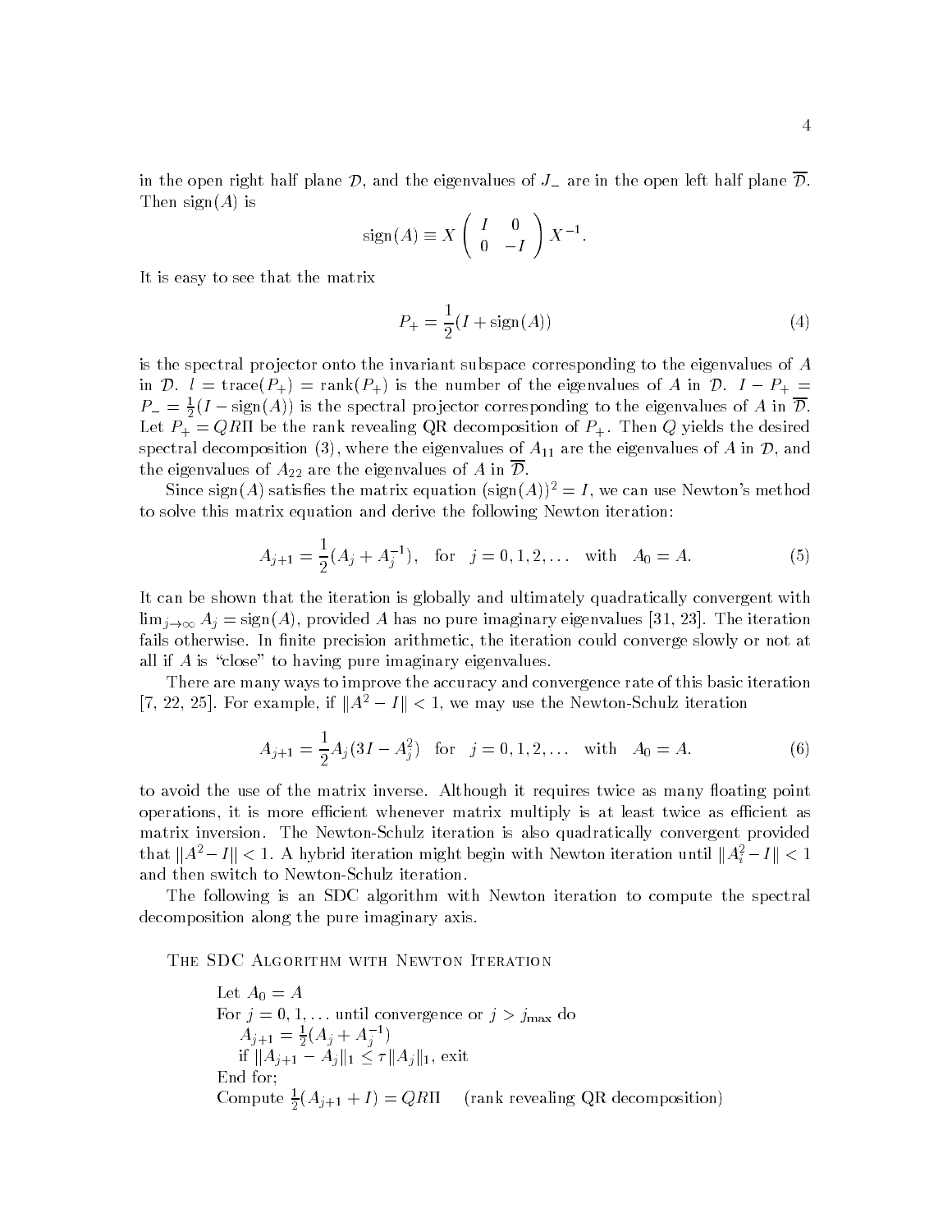in the open right half plane $\mathcal{D}$, and the eigenvalues of $J_-$ are in the open left half plane $\overline{\mathcal{D}}$. Then $\text{sign}(A)$ is

$$\text{sign}(A) \equiv X \begin{pmatrix} I & 0 \\ 0 & -I \end{pmatrix} X^{-1}.$$

It is easy to see that the matrix

$$P_+ = \frac{1}{2}(I + \text{sign}(A)) \tag{4}$$

is the spectral projector onto the invariant subspace corresponding to the eigenvalues of $A$ in $\mathcal{D}$. $l = \text{trace}(P_+) = \text{rank}(P_+)$ is the number of the eigenvalues of $A$ in $\mathcal{D}$. $I - P_+ = P_- = \frac{1}{2}(I - \text{sign}(A))$ is the spectral projector corresponding to the eigenvalues of $A$ in $\overline{\mathcal{D}}$. Let $P_+ = QR\Pi$ be the rank revealing QR decomposition of $P_+$. Then $Q$ yields the desired spectral decomposition (3), where the eigenvalues of $A_{11}$ are the eigenvalues of $A$ in $\mathcal{D}$, and the eigenvalues of $A_{22}$ are the eigenvalues of $A$ in $\overline{\mathcal{D}}$.

Since $\text{sign}(A)$ satisfies the matrix equation $(\text{sign}(A))^2 = I$, we can use Newton's method to solve this matrix equation and derive the following Newton iteration:

$$A_{j+1} = \frac{1}{2}(A_j + A_j^{-1}), \quad \text{for} \quad j = 0, 1, 2, \ldots \quad \text{with} \quad A_0 = A. \tag{5}$$

It can be shown that the iteration is globally and ultimately quadratically convergent with $\lim_{j\to\infty} A_j = \text{sign}(A)$, provided $A$ has no pure imaginary eigenvalues [31, 23]. The iteration fails otherwise. In finite precision arithmetic, the iteration could converge slowly or not at all if $A$ is "close" to having pure imaginary eigenvalues.

There are many ways to improve the accuracy and convergence rate of this basic iteration [7, 22, 25]. For example, if $\|A^2 - I\| < 1$, we may use the Newton-Schulz iteration

$$A_{j+1} = \frac{1}{2}A_j(3I - A_j^2) \quad \text{for} \quad j = 0, 1, 2, \ldots \quad \text{with} \quad A_0 = A. \tag{6}$$

to avoid the use of the matrix inverse. Although it requires twice as many floating point operations, it is more efficient whenever matrix multiply is at least twice as efficient as matrix inversion. The Newton-Schulz iteration is also quadratically convergent provided that $\|A^2 - I\| < 1$. A hybrid iteration might begin with Newton iteration until $\|A_i^2 - I\| < 1$ and then switch to Newton-Schulz iteration.

The following is an SDC algorithm with Newton iteration to compute the spectral decomposition along the pure imaginary axis.

**The SDC Algorithm with Newton Iteration**

Let $A_0 = A$
For $j = 0, 1, \ldots$ until convergence or $j > j_{\max}$ do
  $A_{j+1} = \frac{1}{2}(A_j + A_j^{-1})$
  if $\|A_{j+1} - A_j\|_1 \le \tau \|A_j\|_1$, exit
End for;
Compute $\frac{1}{2}(A_{j+1} + I) = QR\Pi$  (rank revealing QR decomposition)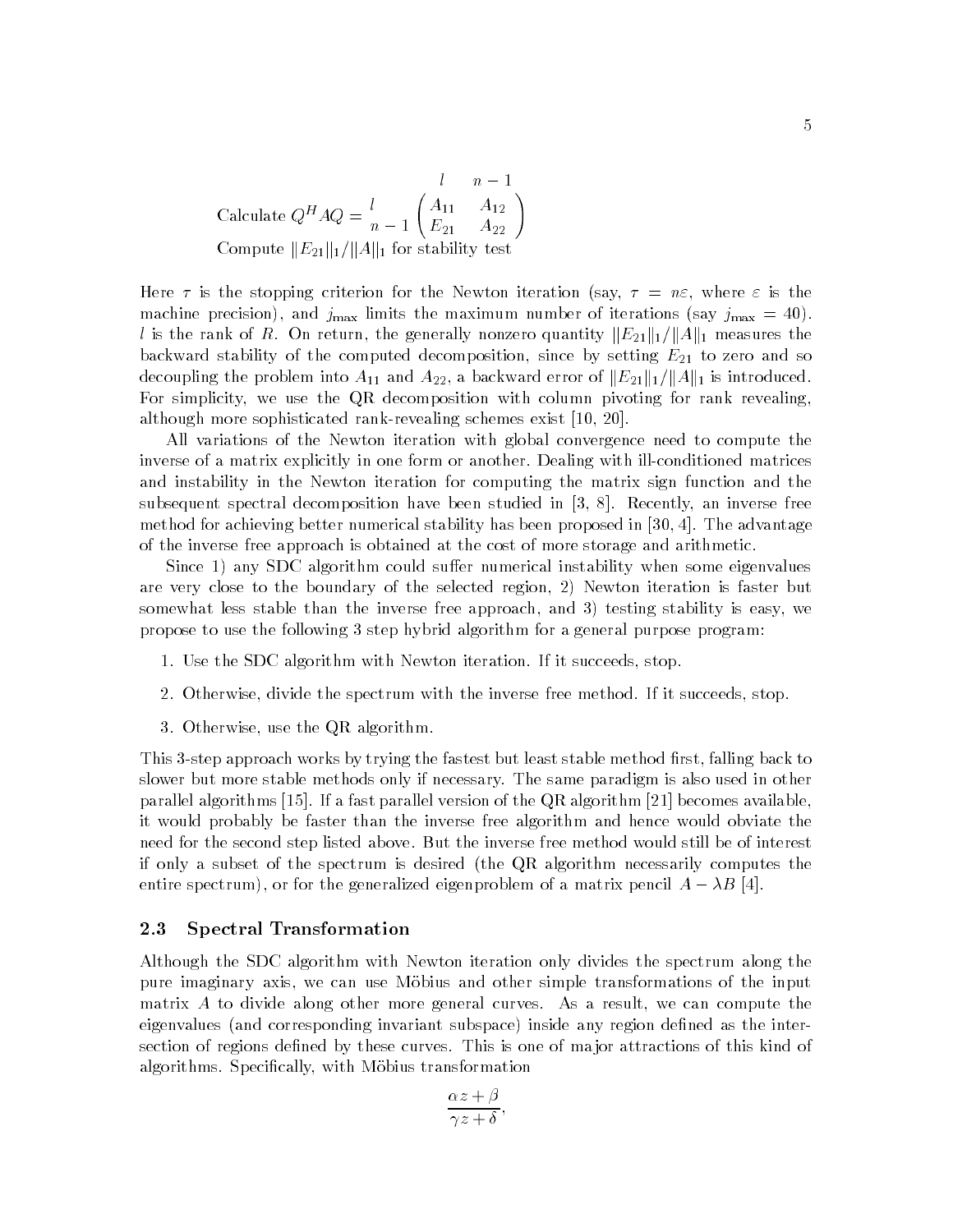$$\text{Calculate } Q^H A Q = \begin{array}{c} \\ l \\ n-1 \end{array} \begin{array}{c} \begin{array}{cc} l & n-1 \end{array} \\ \begin{pmatrix} A_{11} & A_{12} \\ E_{21} & A_{22} \end{pmatrix} \end{array}$$

Compute $\|E_{21}\|_1/\|A\|_1$ for stability test

Here $\tau$ is the stopping criterion for the Newton iteration (say, $\tau = n\varepsilon$, where $\varepsilon$ is the machine precision), and $j_{\max}$ limits the maximum number of iterations (say $j_{\max} = 40$). $l$ is the rank of $R$. On return, the generally nonzero quantity $\|E_{21}\|_1/\|A\|_1$ measures the backward stability of the computed decomposition, since by setting $E_{21}$ to zero and so decoupling the problem into $A_{11}$ and $A_{22}$, a backward error of $\|E_{21}\|_1/\|A\|_1$ is introduced. For simplicity, we use the QR decomposition with column pivoting for rank revealing, although more sophisticated rank-revealing schemes exist [10, 20].

All variations of the Newton iteration with global convergence need to compute the inverse of a matrix explicitly in one form or another. Dealing with ill-conditioned matrices and instability in the Newton iteration for computing the matrix sign function and the subsequent spectral decomposition have been studied in [3, 8]. Recently, an inverse free method for achieving better numerical stability has been proposed in [30, 4]. The advantage of the inverse free approach is obtained at the cost of more storage and arithmetic.

Since 1) any SDC algorithm could suffer numerical instability when some eigenvalues are very close to the boundary of the selected region, 2) Newton iteration is faster but somewhat less stable than the inverse free approach, and 3) testing stability is easy, we propose to use the following 3 step hybrid algorithm for a general purpose program:

1. Use the SDC algorithm with Newton iteration. If it succeeds, stop.
2. Otherwise, divide the spectrum with the inverse free method. If it succeeds, stop.
3. Otherwise, use the QR algorithm.

This 3-step approach works by trying the fastest but least stable method first, falling back to slower but more stable methods only if necessary. The same paradigm is also used in other parallel algorithms [15]. If a fast parallel version of the QR algorithm [21] becomes available, it would probably be faster than the inverse free algorithm and hence would obviate the need for the second step listed above. But the inverse free method would still be of interest if only a subset of the spectrum is desired (the QR algorithm necessarily computes the entire spectrum), or for the generalized eigenproblem of a matrix pencil $A - \lambda B$ [4].

### 2.3 Spectral Transformation

Although the SDC algorithm with Newton iteration only divides the spectrum along the pure imaginary axis, we can use Möbius and other simple transformations of the input matrix $A$ to divide along other more general curves. As a result, we can compute the eigenvalues (and corresponding invariant subspace) inside any region defined as the intersection of regions defined by these curves. This is one of major attractions of this kind of algorithms. Specifically, with Möbius transformation

$$\frac{\alpha z + \beta}{\gamma z + \delta},$$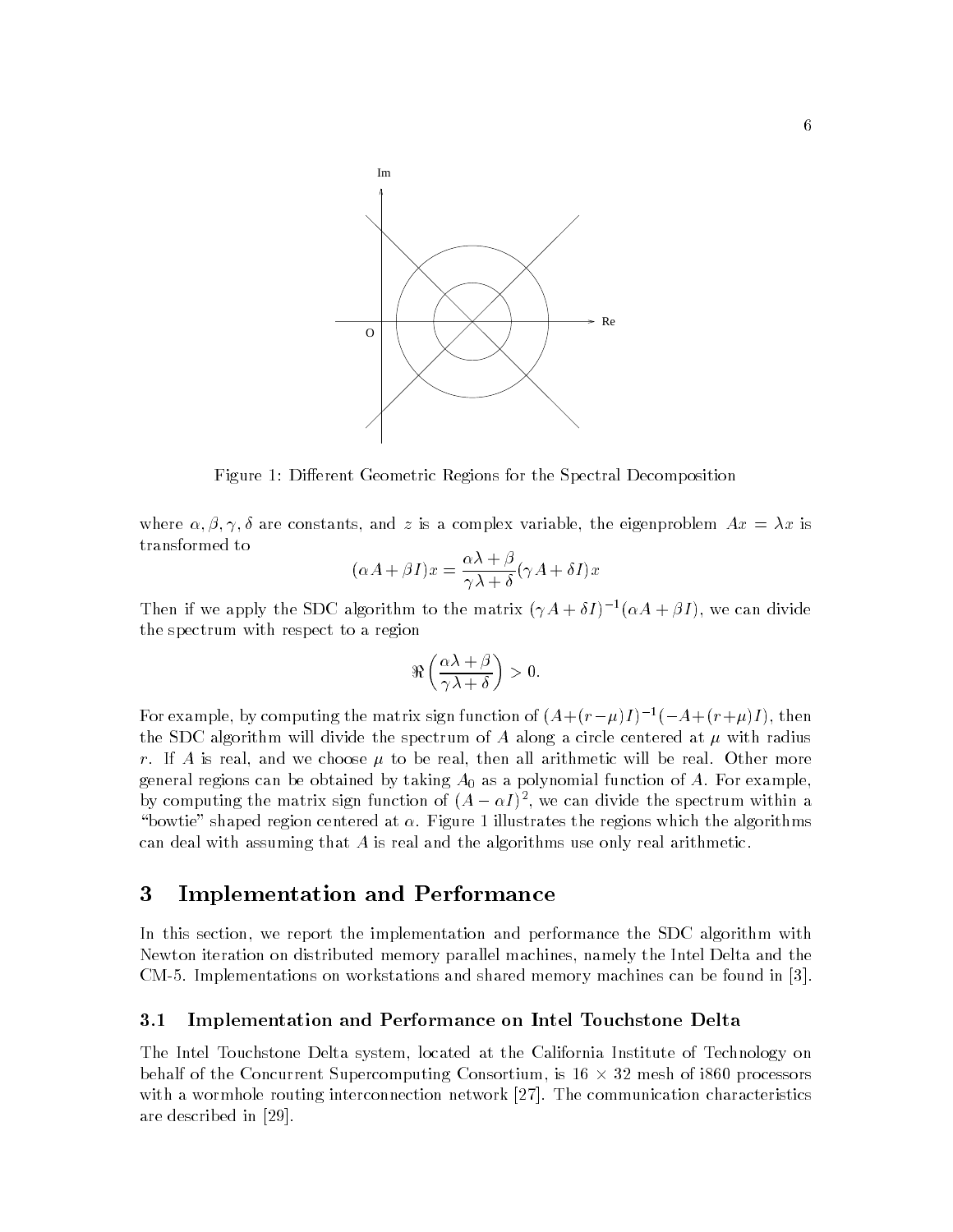Figure 1: Different Geometric Regions for the Spectral Decomposition

where $\alpha, \beta, \gamma, \delta$ are constants, and $z$ is a complex variable, the eigenproblem $Ax = \lambda x$ is transformed to

$$(\alpha A + \beta I)x = \frac{\alpha\lambda + \beta}{\gamma\lambda + \delta}(\gamma A + \delta I)x$$

Then if we apply the SDC algorithm to the matrix $(\gamma A + \delta I)^{-1}(\alpha A + \beta I)$, we can divide the spectrum with respect to a region

$$\Re\left(\frac{\alpha\lambda + \beta}{\gamma\lambda + \delta}\right) > 0.$$

For example, by computing the matrix sign function of $(A+(r-\mu)I)^{-1}(-A+(r+\mu)I)$, then the SDC algorithm will divide the spectrum of $A$ along a circle centered at $\mu$ with radius $r$. If $A$ is real, and we choose $\mu$ to be real, then all arithmetic will be real. Other more general regions can be obtained by taking $A_0$ as a polynomial function of $A$. For example, by computing the matrix sign function of $(A - \alpha I)^2$, we can divide the spectrum within a "bowtie" shaped region centered at $\alpha$. Figure 1 illustrates the regions which the algorithms can deal with assuming that $A$ is real and the algorithms use only real arithmetic.

# 3 Implementation and Performance

In this section, we report the implementation and performance the SDC algorithm with Newton iteration on distributed memory parallel machines, namely the Intel Delta and the CM-5. Implementations on workstations and shared memory machines can be found in [3].

## 3.1 Implementation and Performance on Intel Touchstone Delta

The Intel Touchstone Delta system, located at the California Institute of Technology on behalf of the Concurrent Supercomputing Consortium, is $16 \times 32$ mesh of i860 processors with a wormhole routing interconnection network [27]. The communication characteristics are described in [29].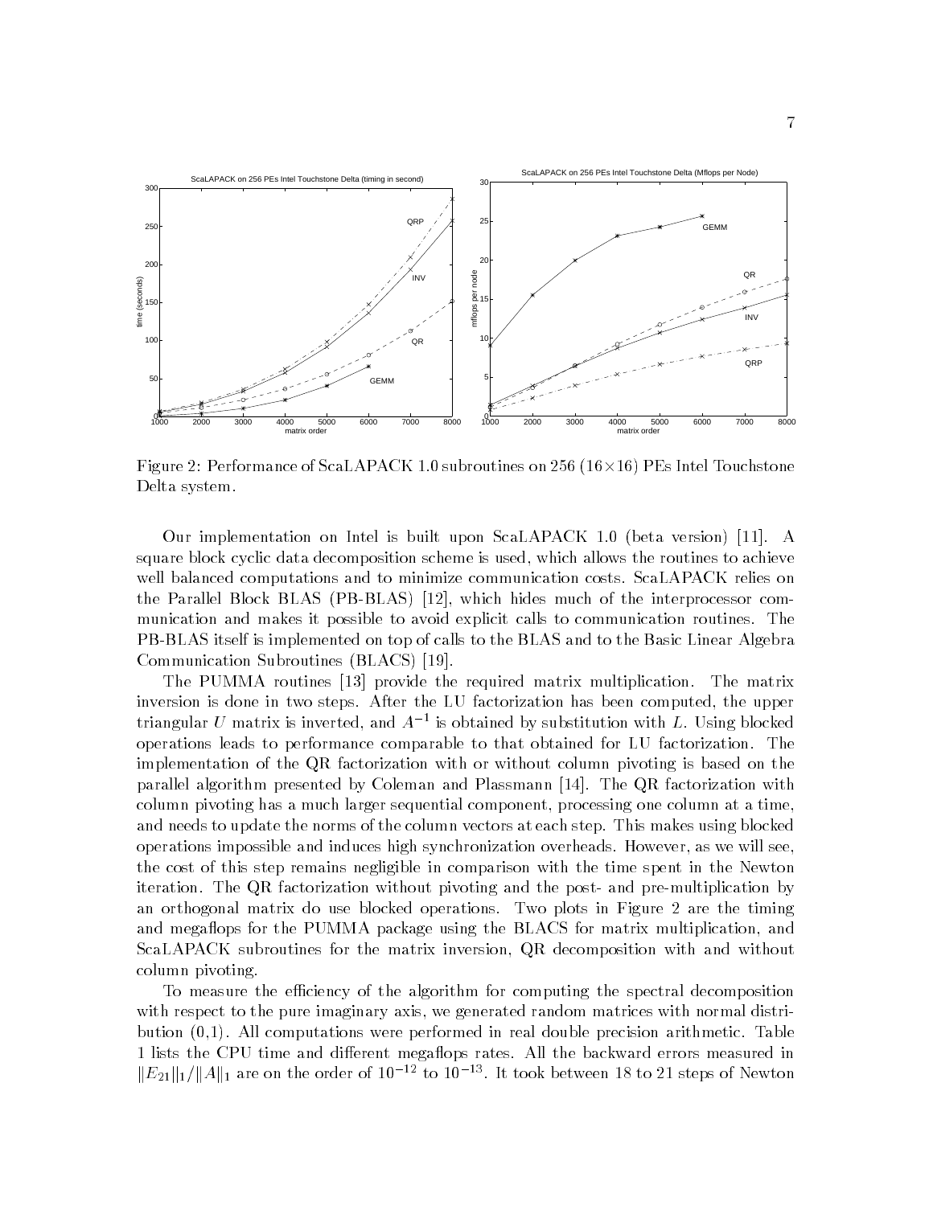Figure 2: Performance of ScaLAPACK 1.0 subroutines on 256 (16×16) PEs Intel Touchstone Delta system.

Our implementation on Intel is built upon ScaLAPACK 1.0 (beta version) [11]. A square block cyclic data decomposition scheme is used, which allows the routines to achieve well balanced computations and to minimize communication costs. ScaLAPACK relies on the Parallel Block BLAS (PB-BLAS) [12], which hides much of the interprocessor communication and makes it possible to avoid explicit calls to communication routines. The PB-BLAS itself is implemented on top of calls to the BLAS and to the Basic Linear Algebra Communication Subroutines (BLACS) [19].

The PUMMA routines [13] provide the required matrix multiplication. The matrix inversion is done in two steps. After the LU factorization has been computed, the upper triangular $U$ matrix is inverted, and $A^{-1}$ is obtained by substitution with $L$. Using blocked operations leads to performance comparable to that obtained for LU factorization. The implementation of the QR factorization with or without column pivoting is based on the parallel algorithm presented by Coleman and Plassmann [14]. The QR factorization with column pivoting has a much larger sequential component, processing one column at a time, and needs to update the norms of the column vectors at each step. This makes using blocked operations impossible and induces high synchronization overheads. However, as we will see, the cost of this step remains negligible in comparison with the time spent in the Newton iteration. The QR factorization without pivoting and the post- and pre-multiplication by an orthogonal matrix do use blocked operations. Two plots in Figure 2 are the timing and megaflops for the PUMMA package using the BLACS for matrix multiplication, and ScaLAPACK subroutines for the matrix inversion, QR decomposition with and without column pivoting.

To measure the efficiency of the algorithm for computing the spectral decomposition with respect to the pure imaginary axis, we generated random matrices with normal distribution (0,1). All computations were performed in real double precision arithmetic. Table 1 lists the CPU time and different megaflops rates. All the backward errors measured in $\|E_{21}\|_1/\|A\|_1$ are on the order of $10^{-12}$ to $10^{-13}$. It took between 18 to 21 steps of Newton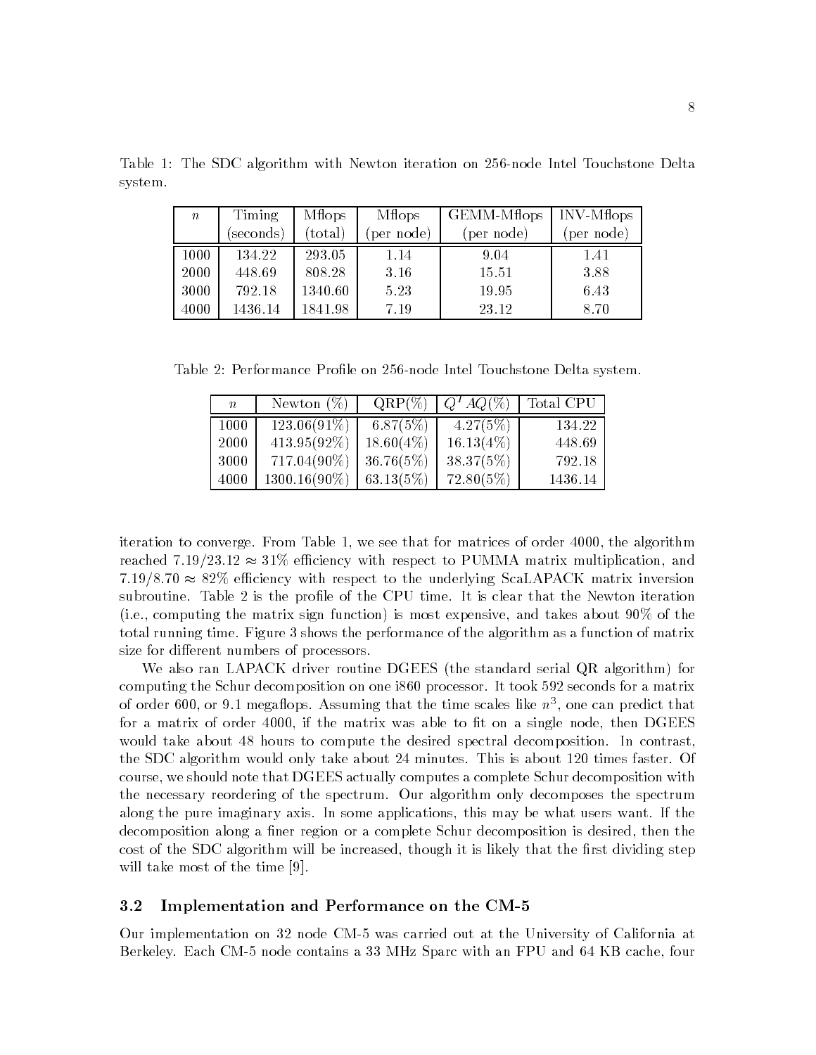Table 1: The SDC algorithm with Newton iteration on 256-node Intel Touchstone Delta system.

| $n$ | Timing (seconds) | Mflops (total) | Mflops (per node) | GEMM-Mflops (per node) | INV-Mflops (per node) |
|---|---|---|---|---|---|
| 1000 | 134.22 | 293.05 | 1.14 | 9.04 | 1.41 |
| 2000 | 448.69 | 808.28 | 3.16 | 15.51 | 3.88 |
| 3000 | 792.18 | 1340.60 | 5.23 | 19.95 | 6.43 |
| 4000 | 1436.14 | 1841.98 | 7.19 | 23.12 | 8.70 |

Table 2: Performance Profile on 256-node Intel Touchstone Delta system.

| $n$ | Newton (%) | QRP(%) | $Q^T AQ$(%) | Total CPU |
|---|---|---|---|---|
| 1000 | 123.06(91%) | 6.87(5%) | 4.27(5%) | 134.22 |
| 2000 | 413.95(92%) | 18.60(4%) | 16.13(4%) | 448.69 |
| 3000 | 717.04(90%) | 36.76(5%) | 38.37(5%) | 792.18 |
| 4000 | 1300.16(90%) | 63.13(5%) | 72.80(5%) | 1436.14 |

iteration to converge. From Table 1, we see that for matrices of order 4000, the algorithm reached $7.19/23.12 \approx 31\%$ efficiency with respect to PUMMA matrix multiplication, and $7.19/8.70 \approx 82\%$ efficiency with respect to the underlying ScaLAPACK matrix inversion subroutine. Table 2 is the profile of the CPU time. It is clear that the Newton iteration (i.e., computing the matrix sign function) is most expensive, and takes about 90% of the total running time. Figure 3 shows the performance of the algorithm as a function of matrix size for different numbers of processors.

We also ran LAPACK driver routine DGEES (the standard serial QR algorithm) for computing the Schur decomposition on one i860 processor. It took 592 seconds for a matrix of order 600, or 9.1 megaflops. Assuming that the time scales like $n^3$, one can predict that for a matrix of order 4000, if the matrix was able to fit on a single node, then DGEES would take about 48 hours to compute the desired spectral decomposition. In contrast, the SDC algorithm would only take about 24 minutes. This is about 120 times faster. Of course, we should note that DGEES actually computes a complete Schur decomposition with the necessary reordering of the spectrum. Our algorithm only decomposes the spectrum along the pure imaginary axis. In some applications, this may be what users want. If the decomposition along a finer region or a complete Schur decomposition is desired, then the cost of the SDC algorithm will be increased, though it is likely that the first dividing step will take most of the time [9].

### 3.2 Implementation and Performance on the CM-5

Our implementation on 32 node CM-5 was carried out at the University of California at Berkeley. Each CM-5 node contains a 33 MHz Sparc with an FPU and 64 KB cache, four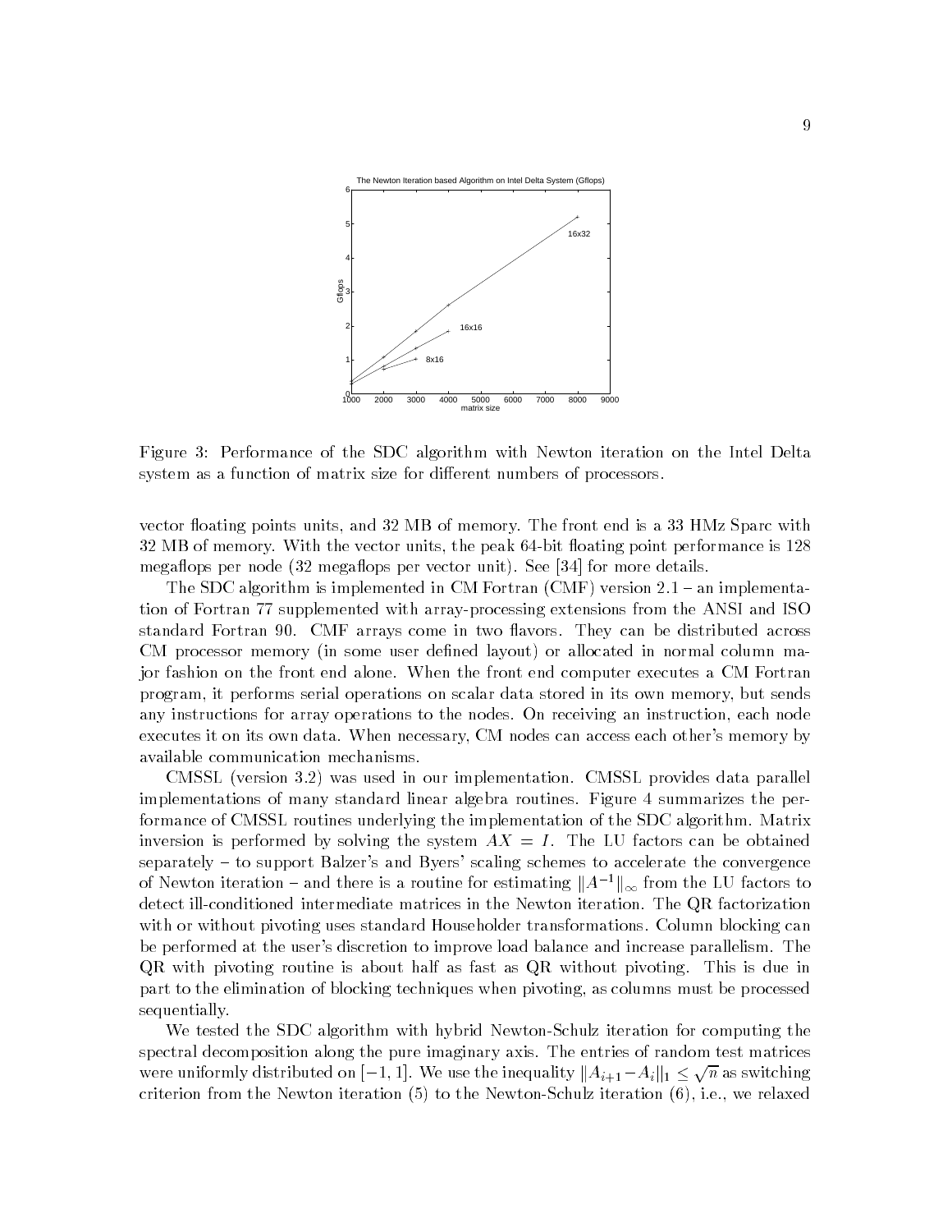Figure 3: Performance of the SDC algorithm with Newton iteration on the Intel Delta system as a function of matrix size for different numbers of processors.

vector floating points units, and 32 MB of memory. The front end is a 33 HMz Sparc with 32 MB of memory. With the vector units, the peak 64-bit floating point performance is 128 megaflops per node (32 megaflops per vector unit). See [34] for more details.

The SDC algorithm is implemented in CM Fortran (CMF) version 2.1 – an implementation of Fortran 77 supplemented with array-processing extensions from the ANSI and ISO standard Fortran 90. CMF arrays come in two flavors. They can be distributed across CM processor memory (in some user defined layout) or allocated in normal column major fashion on the front end alone. When the front end computer executes a CM Fortran program, it performs serial operations on scalar data stored in its own memory, but sends any instructions for array operations to the nodes. On receiving an instruction, each node executes it on its own data. When necessary, CM nodes can access each other's memory by available communication mechanisms.

CMSSL (version 3.2) was used in our implementation. CMSSL provides data parallel implementations of many standard linear algebra routines. Figure 4 summarizes the performance of CMSSL routines underlying the implementation of the SDC algorithm. Matrix inversion is performed by solving the system $AX = I$. The LU factors can be obtained separately – to support Balzer's and Byers' scaling schemes to accelerate the convergence of Newton iteration – and there is a routine for estimating $\|A^{-1}\|_\infty$ from the LU factors to detect ill-conditioned intermediate matrices in the Newton iteration. The QR factorization with or without pivoting uses standard Householder transformations. Column blocking can be performed at the user's discretion to improve load balance and increase parallelism. The QR with pivoting routine is about half as fast as QR without pivoting. This is due in part to the elimination of blocking techniques when pivoting, as columns must be processed sequentially.

We tested the SDC algorithm with hybrid Newton-Schulz iteration for computing the spectral decomposition along the pure imaginary axis. The entries of random test matrices were uniformly distributed on $[-1, 1]$. We use the inequality $\|A_{i+1} - A_i\|_1 \le \sqrt{n}$ as switching criterion from the Newton iteration (5) to the Newton-Schulz iteration (6), i.e., we relaxed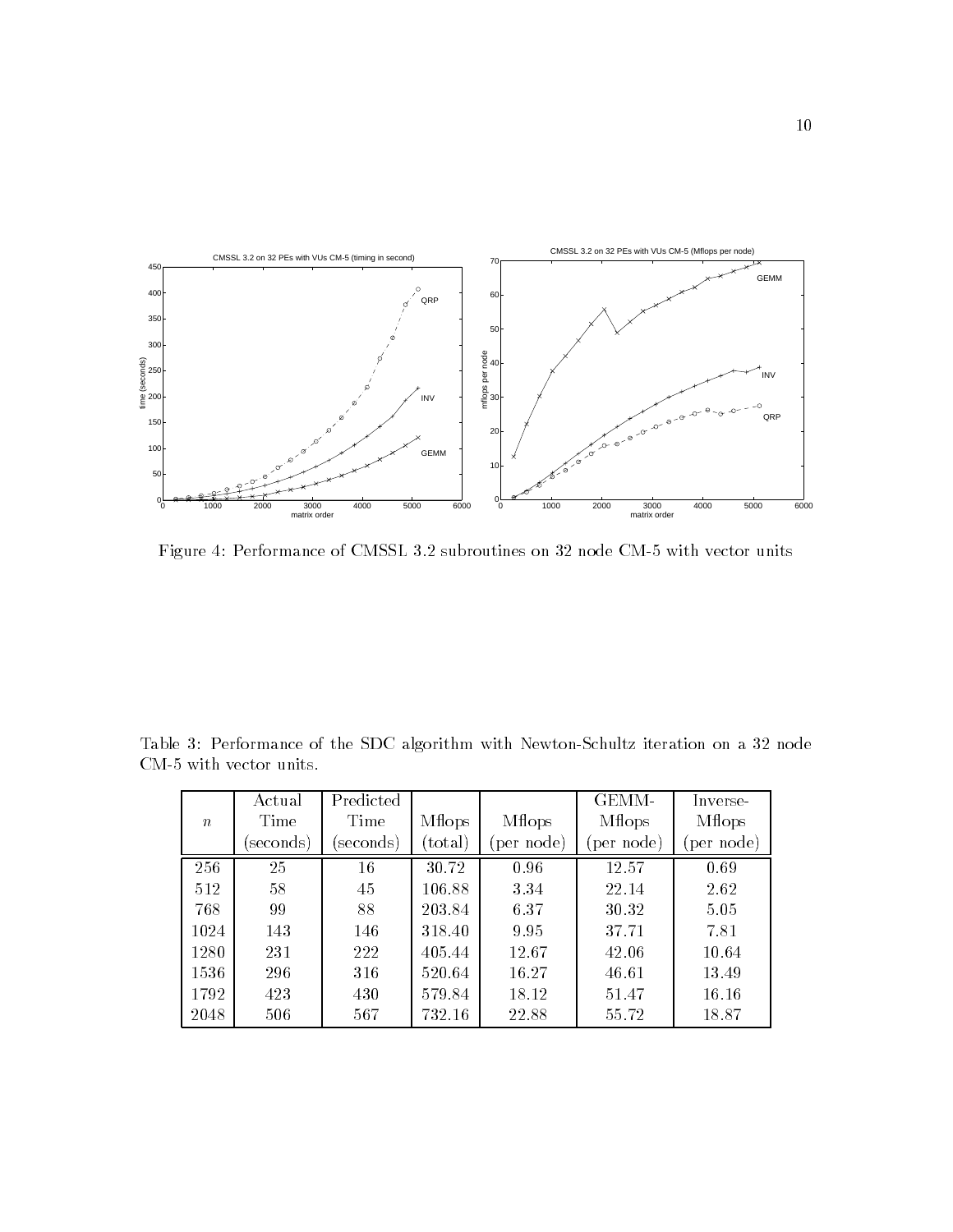Figure 4: Performance of CMSSL 3.2 subroutines on 32 node CM-5 with vector units

Table 3: Performance of the SDC algorithm with Newton-Schultz iteration on a 32 node CM-5 with vector units.

| $n$ | Actual Time (seconds) | Predicted Time (seconds) | Mflops (total) | Mflops (per node) | GEMM-Mflops (per node) | Inverse-Mflops (per node) |
|---|---|---|---|---|---|---|
| 256 | 25 | 16 | 30.72 | 0.96 | 12.57 | 0.69 |
| 512 | 58 | 45 | 106.88 | 3.34 | 22.14 | 2.62 |
| 768 | 99 | 88 | 203.84 | 6.37 | 30.32 | 5.05 |
| 1024 | 143 | 146 | 318.40 | 9.95 | 37.71 | 7.81 |
| 1280 | 231 | 222 | 405.44 | 12.67 | 42.06 | 10.64 |
| 1536 | 296 | 316 | 520.64 | 16.27 | 46.61 | 13.49 |
| 1792 | 423 | 430 | 579.84 | 18.12 | 51.47 | 16.16 |
| 2048 | 506 | 567 | 732.16 | 22.88 | 55.72 | 18.87 |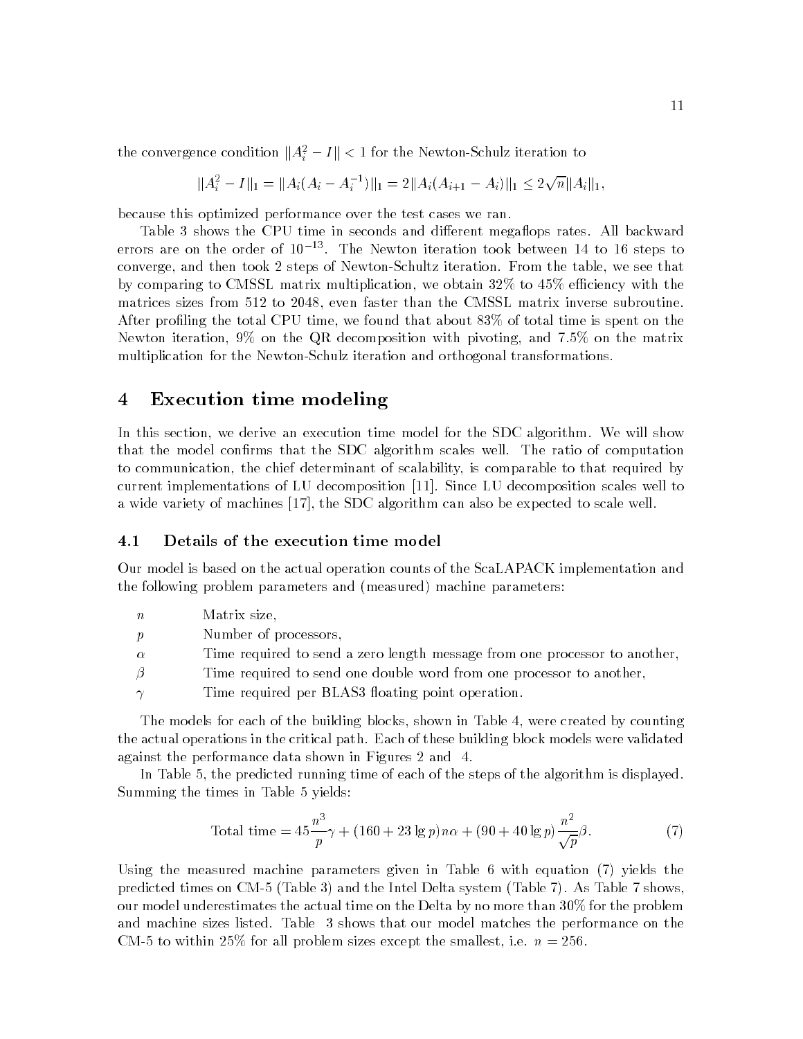the convergence condition $\|A_i^2 - I\| < 1$ for the Newton-Schulz iteration to

$$\|A_i^2 - I\|_1 = \|A_i(A_i - A_i^{-1})\|_1 = 2\|A_i(A_{i+1} - A_i)\|_1 \leq 2\sqrt{n}\|A_i\|_1,$$

because this optimized performance over the test cases we ran.

Table 3 shows the CPU time in seconds and different megaflops rates. All backward errors are on the order of $10^{-13}$. The Newton iteration took between 14 to 16 steps to converge, and then took 2 steps of Newton-Schultz iteration. From the table, we see that by comparing to CMSSL matrix multiplication, we obtain 32% to 45% efficiency with the matrices sizes from 512 to 2048, even faster than the CMSSL matrix inverse subroutine. After profiling the total CPU time, we found that about 83% of total time is spent on the Newton iteration, 9% on the QR decomposition with pivoting, and 7.5% on the matrix multiplication for the Newton-Schultz iteration and orthogonal transformations.

# 4 Execution time modeling

In this section, we derive an execution time model for the SDC algorithm. We will show that the model confirms that the SDC algorithm scales well. The ratio of computation to communication, the chief determinant of scalability, is comparable to that required by current implementations of LU decomposition [11]. Since LU decomposition scales well to a wide variety of machines [17], the SDC algorithm can also be expected to scale well.

## 4.1 Details of the execution time model

Our model is based on the actual operation counts of the ScaLAPACK implementation and the following problem parameters and (measured) machine parameters:

- $n$ — Matrix size,
- $p$ — Number of processors,
- $\alpha$ — Time required to send a zero length message from one processor to another,
- $\beta$ — Time required to send one double word from one processor to another,
- $\gamma$ — Time required per BLAS3 floating point operation.

The models for each of the building blocks, shown in Table 4, were created by counting the actual operations in the critical path. Each of these building block models were validated against the performance data shown in Figures 2 and 4.

In Table 5, the predicted running time of each of the steps of the algorithm is displayed. Summing the times in Table 5 yields:

$$\text{Total time} = 45\frac{n^3}{p}\gamma + (160 + 23 \lg p)n\alpha + (90 + 40 \lg p)\frac{n^2}{\sqrt{p}}\beta. \tag{7}$$

Using the measured machine parameters given in Table 6 with equation (7) yields the predicted times on CM-5 (Table 3) and the Intel Delta system (Table 7). As Table 7 shows, our model underestimates the actual time on the Delta by no more than 30% for the problem and machine sizes listed. Table 3 shows that our model matches the performance on the CM-5 to within 25% for all problem sizes except the smallest, i.e. $n = 256$.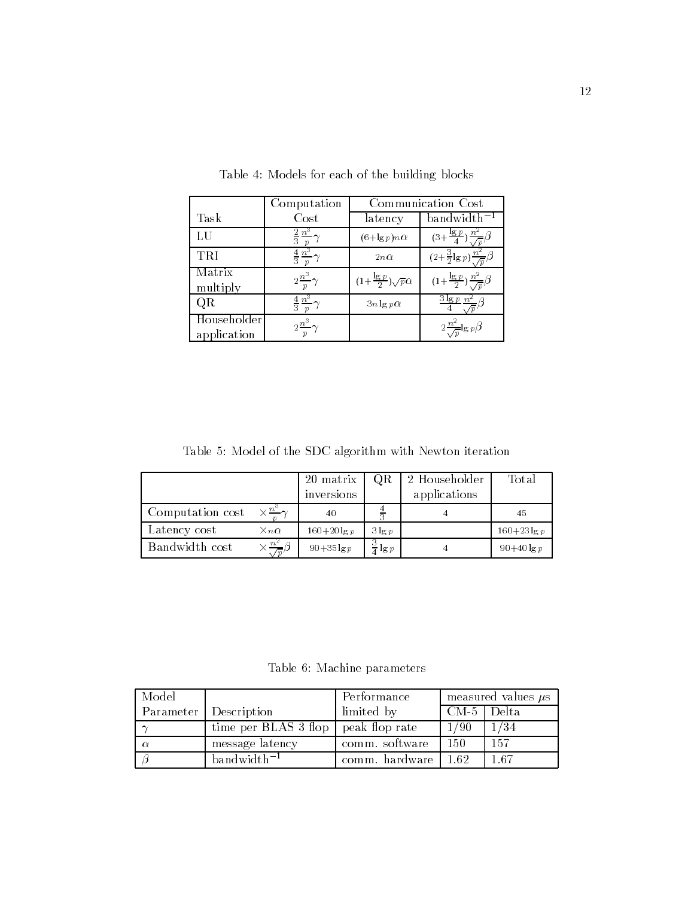Table 4: Models for each of the building blocks

| Task | Computation Cost | Communication Cost | |
|---|---|---|---|
| | | latency | bandwidth$^{-1}$ |
| LU | $\frac{2}{3}\frac{n^3}{p}\gamma$ | $(6+\lg p)n\alpha$ | $(3+\frac{\lg p}{4})\frac{n^2}{\sqrt{p}}\beta$ |
| TRI | $\frac{4}{3}\frac{n^3}{p}\gamma$ | $2n\alpha$ | $(2+\frac{3}{2}\lg p)\frac{n^2}{\sqrt{p}}\beta$ |
| Matrix multiply | $2\frac{n^3}{p}\gamma$ | $(1+\frac{\lg p}{2})\sqrt{p}\alpha$ | $(1+\frac{\lg p}{2})\frac{n^2}{\sqrt{p}}\beta$ |
| QR | $\frac{4}{3}\frac{n^3}{p}\gamma$ | $3n\lg p\alpha$ | $\frac{3\lg p}{4}\frac{n^2}{\sqrt{p}}\beta$ |
| Householder application | $2\frac{n^3}{p}\gamma$ | | $2\frac{n^2}{\sqrt{p}}\lg p\beta$ |

Table 5: Model of the SDC algorithm with Newton iteration

| | | 20 matrix inversions | QR | 2 Householder applications | Total |
|---|---|---|---|---|---|
| Computation cost | $\times\frac{n^3}{p}\gamma$ | 40 | $\frac{4}{3}$ | 4 | 45 |
| Latency cost | $\times n\alpha$ | $160+20\lg p$ | $3\lg p$ | | $160+23\lg p$ |
| Bandwidth cost | $\times\frac{n^2}{\sqrt{p}}\beta$ | $90+35\lg p$ | $\frac{3}{4}\lg p$ | 4 | $90+40\lg p$ |

Table 6: Machine parameters

| Model Parameter | Description | Performance limited by | measured values $\mu$s | |
|---|---|---|---|---|
| | | | CM-5 | Delta |
| $\gamma$ | time per BLAS 3 flop | peak flop rate | 1/90 | 1/34 |
| $\alpha$ | message latency | comm. software | 150 | 157 |
| $\beta$ | bandwidth$^{-1}$ | comm. hardware | 1.62 | 1.67 |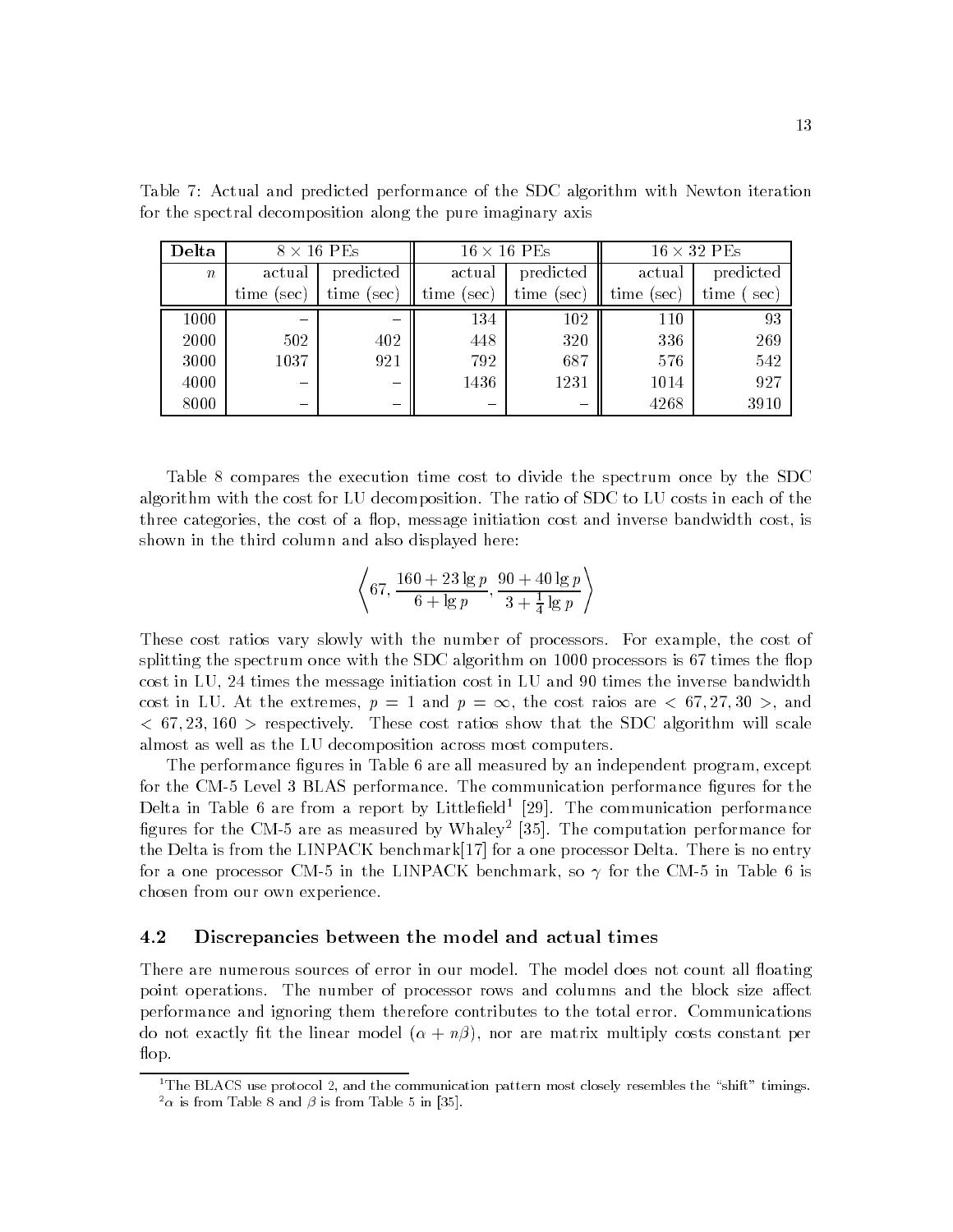Table 7: Actual and predicted performance of the SDC algorithm with Newton iteration for the spectral decomposition along the pure imaginary axis

| **Delta** | $8 \times 16$ PEs | | $16 \times 16$ PEs | | $16 \times 32$ PEs | |
|---|---|---|---|---|---|---|
| $n$ | actual time (sec) | predicted time (sec) | actual time (sec) | predicted time (sec) | actual time (sec) | predicted time ( sec) |
| 1000 | – | – | 134 | 102 | 110 | 93 |
| 2000 | 502 | 402 | 448 | 320 | 336 | 269 |
| 3000 | 1037 | 921 | 792 | 687 | 576 | 542 |
| 4000 | – | – | 1436 | 1231 | 1014 | 927 |
| 8000 | – | – | – | – | 4268 | 3910 |

Table 8 compares the execution time cost to divide the spectrum once by the SDC algorithm with the cost for LU decomposition. The ratio of SDC to LU costs in each of the three categories, the cost of a flop, message initiation cost and inverse bandwidth cost, is shown in the third column and also displayed here:

$$\left\langle 67, \frac{160 + 23 \lg p}{6 + \lg p}, \frac{90 + 40 \lg p}{3 + \frac{1}{4} \lg p} \right\rangle$$

These cost ratios vary slowly with the number of processors. For example, the cost of splitting the spectrum once with the SDC algorithm on 1000 processors is 67 times the flop cost in LU, 24 times the message initiation cost in LU and 90 times the inverse bandwidth cost in LU. At the extremes, $p = 1$ and $p = \infty$, the cost raios are $< 67, 27, 30 >$, and $< 67, 23, 160 >$ respectively. These cost ratios show that the SDC algorithm will scale almost as well as the LU decomposition across most computers.

The performance figures in Table 6 are all measured by an independent program, except for the CM-5 Level 3 BLAS performance. The communication performance figures for the Delta in Table 6 are from a report by Littlefield[1] [29]. The communication performance figures for the CM-5 are as measured by Whaley[2] [35]. The computation performance for the Delta is from the LINPACK benchmark[17] for a one processor Delta. There is no entry for a one processor CM-5 in the LINPACK benchmark, so $\gamma$ for the CM-5 in Table 6 is chosen from our own experience.

### 4.2 Discrepancies between the model and actual times

There are numerous sources of error in our model. The model does not count all floating point operations. The number of processor rows and columns and the block size affect performance and ignoring them therefore contributes to the total error. Communications do not exactly fit the linear model ($\alpha + n\beta$), nor are matrix multiply costs constant per flop.

[1] The BLACS use protocol 2, and the communication pattern most closely resembles the "shift" timings.

[2] $\alpha$ is from Table 8 and $\beta$ is from Table 5 in [35].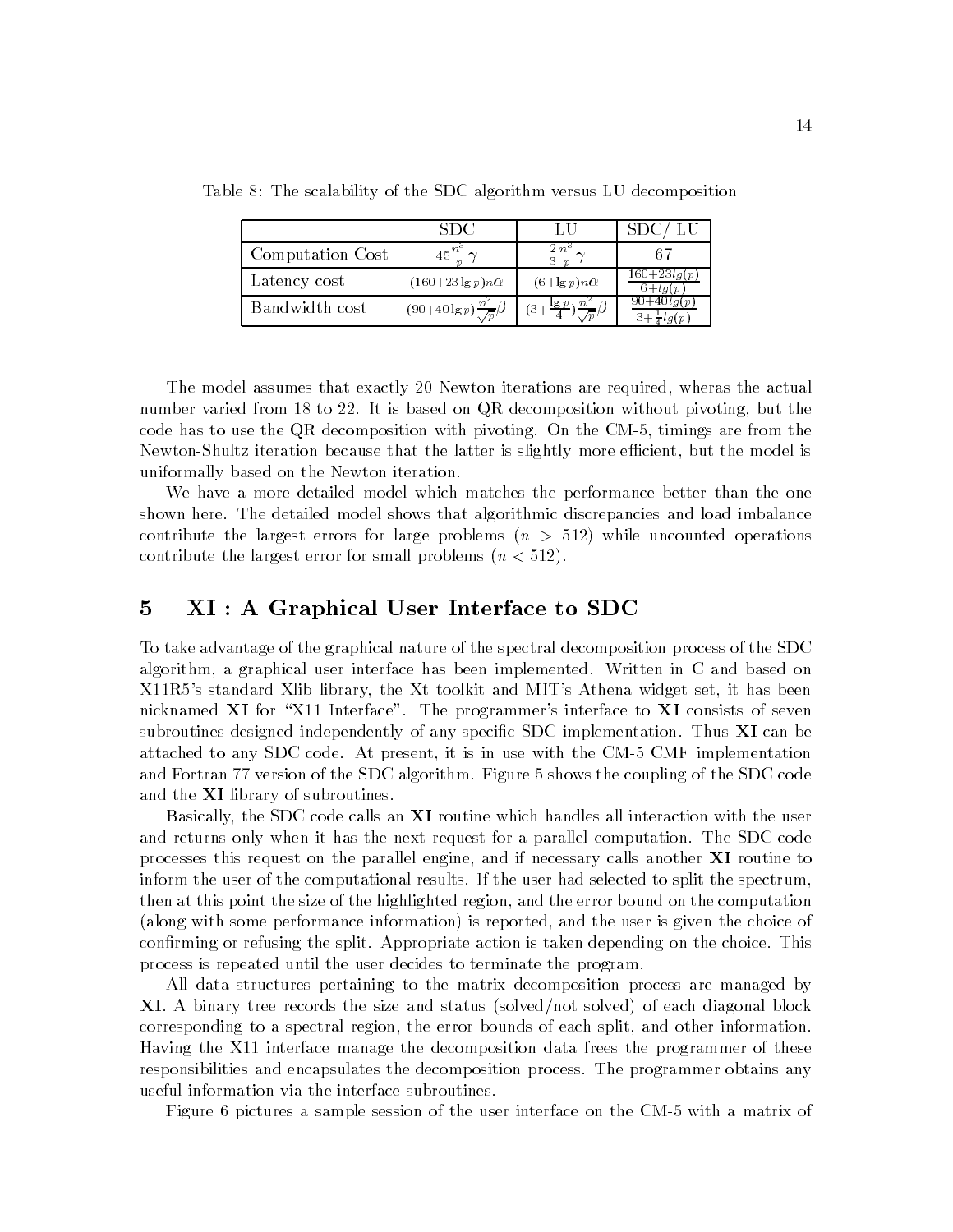Table 8: The scalability of the SDC algorithm versus LU decomposition

| | SDC | LU | SDC/ LU |
|---|---|---|---|
| Computation Cost | $45\frac{n^3}{p}\gamma$ | $\frac{2}{3}\frac{n^3}{p}\gamma$ | 67 |
| Latency cost | $(160{+}23\lg p)n\alpha$ | $(6{+}\lg p)n\alpha$ | $\frac{160+23lg(p)}{6+lg(p)}$ |
| Bandwidth cost | $(90{+}40\lg p)\frac{n^2}{\sqrt{p}}\beta$ | $(3{+}\frac{\lg p}{4})\frac{n^2}{\sqrt{p}}\beta$ | $\frac{90+40lg(p)}{3+\frac{1}{4}lg(p)}$ |

The model assumes that exactly 20 Newton iterations are required, wheras the actual number varied from 18 to 22. It is based on QR decomposition without pivoting, but the code has to use the QR decomposition with pivoting. On the CM-5, timings are from the Newton-Shultz iteration because that the latter is slightly more efficient, but the model is uniformally based on the Newton iteration.

We have a more detailed model which matches the performance better than the one shown here. The detailed model shows that algorithmic discrepancies and load imbalance contribute the largest errors for large problems ($n > 512$) while uncounted operations contribute the largest error for small problems ($n < 512$).

## 5 XI : A Graphical User Interface to SDC

To take advantage of the graphical nature of the spectral decomposition process of the SDC algorithm, a graphical user interface has been implemented. Written in C and based on X11R5's standard Xlib library, the Xt toolkit and MIT's Athena widget set, it has been nicknamed **XI** for "X11 Interface". The programmer's interface to **XI** consists of seven subroutines designed independently of any specific SDC implementation. Thus **XI** can be attached to any SDC code. At present, it is in use with the CM-5 CMF implementation and Fortran 77 version of the SDC algorithm. Figure 5 shows the coupling of the SDC code and the **XI** library of subroutines.

Basically, the SDC code calls an **XI** routine which handles all interaction with the user and returns only when it has the next request for a parallel computation. The SDC code processes this request on the parallel engine, and if necessary calls another **XI** routine to inform the user of the computational results. If the user had selected to split the spectrum, then at this point the size of the highlighted region, and the error bound on the computation (along with some performance information) is reported, and the user is given the choice of confirming or refusing the split. Appropriate action is taken depending on the choice. This process is repeated until the user decides to terminate the program.

All data structures pertaining to the matrix decomposition process are managed by **XI**. A binary tree records the size and status (solved/not solved) of each diagonal block corresponding to a spectral region, the error bounds of each split, and other information. Having the X11 interface manage the decomposition data frees the programmer of these responsibilities and encapsulates the decomposition process. The programmer obtains any useful information via the interface subroutines.

Figure 6 pictures a sample session of the user interface on the CM-5 with a matrix of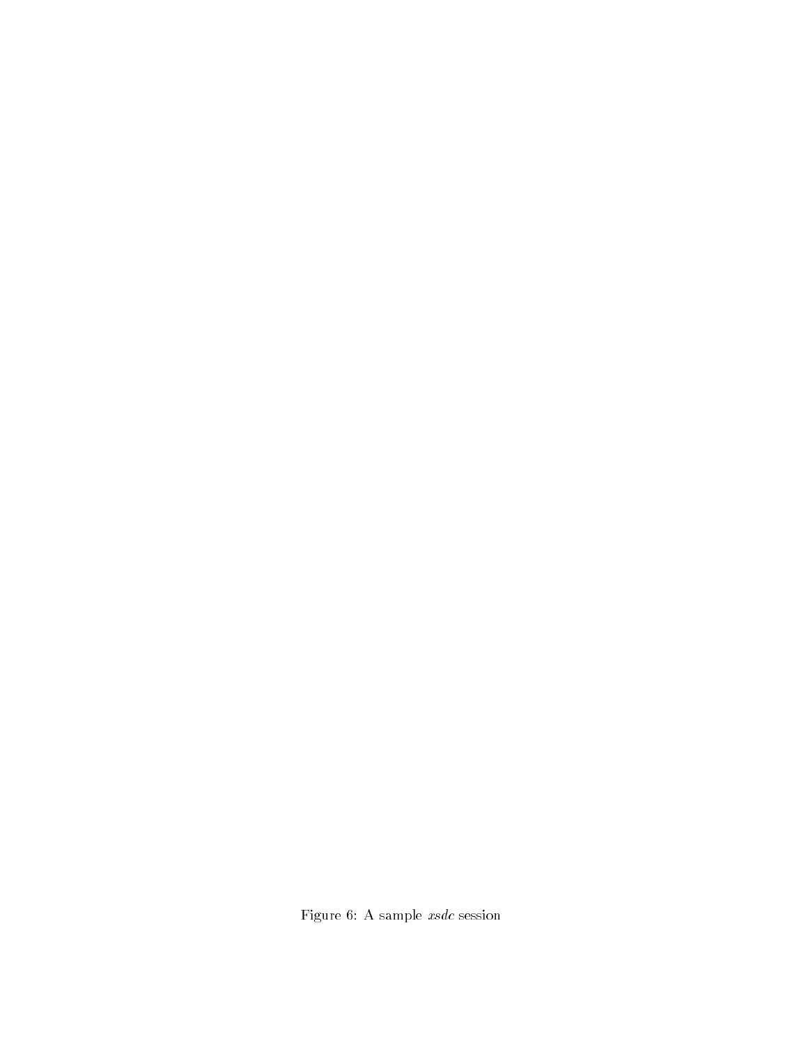Figure 6: A sample *xsdc* session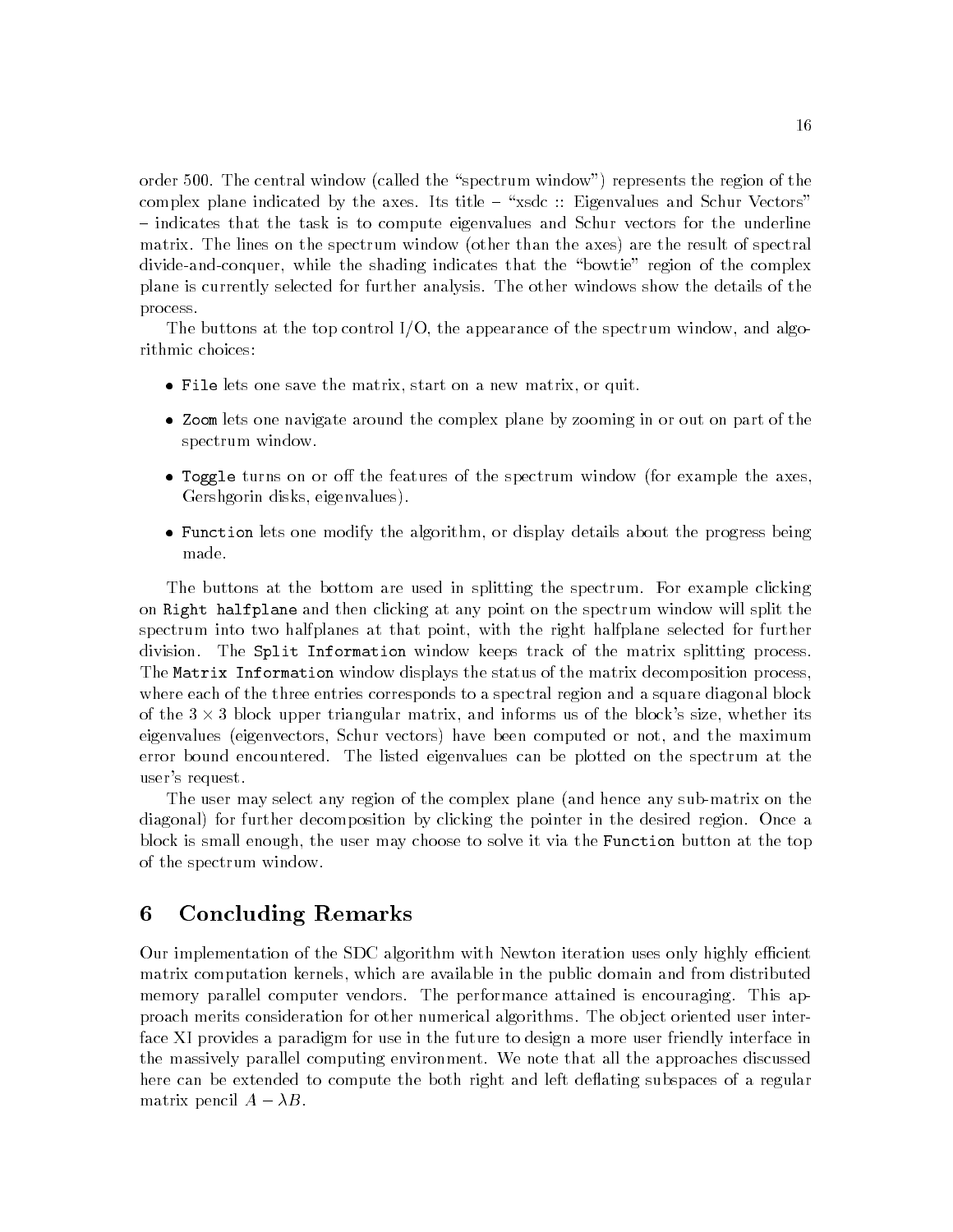order 500. The central window (called the "spectrum window") represents the region of the complex plane indicated by the axes. Its title – "xsdc :: Eigenvalues and Schur Vectors" – indicates that the task is to compute eigenvalues and Schur vectors for the underline matrix. The lines on the spectrum window (other than the axes) are the result of spectral divide-and-conquer, while the shading indicates that the "bowtie" region of the complex plane is currently selected for further analysis. The other windows show the details of the process.

The buttons at the top control I/O, the appearance of the spectrum window, and algorithmic choices:

- `File` lets one save the matrix, start on a new matrix, or quit.
- `Zoom` lets one navigate around the complex plane by zooming in or out on part of the spectrum window.
- `Toggle` turns on or off the features of the spectrum window (for example the axes, Gershgorin disks, eigenvalues).
- `Function` lets one modify the algorithm, or display details about the progress being made.

The buttons at the bottom are used in splitting the spectrum. For example clicking on `Right halfplane` and then clicking at any point on the spectrum window will split the spectrum into two halfplanes at that point, with the right halfplane selected for further division. The `Split Information` window keeps track of the matrix splitting process. The `Matrix Information` window displays the status of the matrix decomposition process, where each of the three entries corresponds to a spectral region and a square diagonal block of the $3 \times 3$ block upper triangular matrix, and informs us of the block's size, whether its eigenvalues (eigenvectors, Schur vectors) have been computed or not, and the maximum error bound encountered. The listed eigenvalues can be plotted on the spectrum at the user's request.

The user may select any region of the complex plane (and hence any sub-matrix on the diagonal) for further decomposition by clicking the pointer in the desired region. Once a block is small enough, the user may choose to solve it via the `Function` button at the top of the spectrum window.

## 6 Concluding Remarks

Our implementation of the SDC algorithm with Newton iteration uses only highly efficient matrix computation kernels, which are available in the public domain and from distributed memory parallel computer vendors. The performance attained is encouraging. This approach merits consideration for other numerical algorithms. The object oriented user interface XI provides a paradigm for use in the future to design a more user friendly interface in the massively parallel computing environment. We note that all the approaches discussed here can be extended to compute the both right and left deflating subspaces of a regular matrix pencil $A - \lambda B$.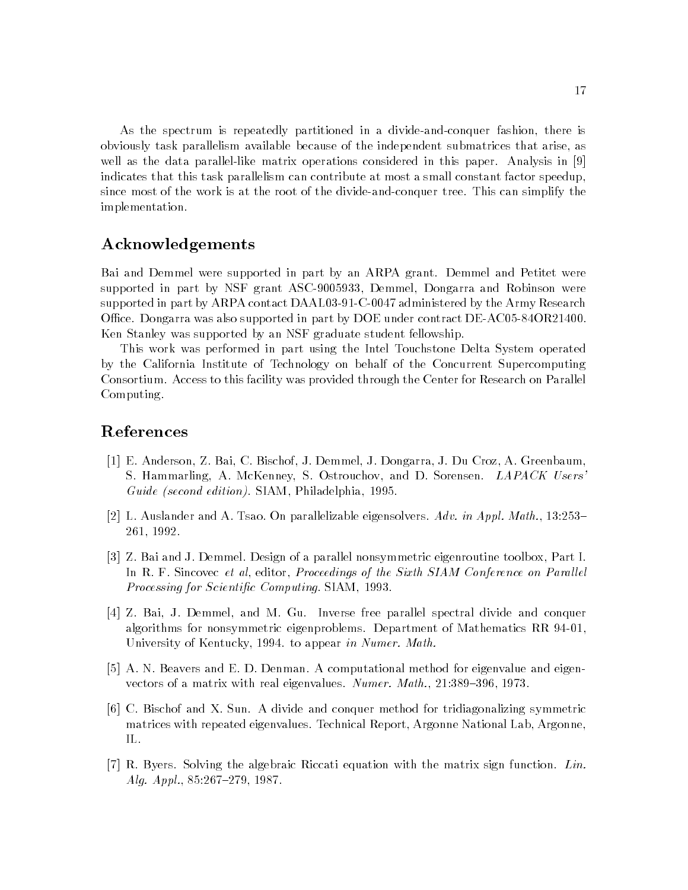As the spectrum is repeatedly partitioned in a divide-and-conquer fashion, there is obviously task parallelism available because of the independent submatrices that arise, as well as the data parallel-like matrix operations considered in this paper. Analysis in [9] indicates that this task parallelism can contribute at most a small constant factor speedup, since most of the work is at the root of the divide-and-conquer tree. This can simplify the implementation.

## Acknowledgements

Bai and Demmel were supported in part by an ARPA grant. Demmel and Petitet were supported in part by NSF grant ASC-9005933, Demmel, Dongarra and Robinson were supported in part by ARPA contact DAAL03-91-C-0047 administered by the Army Research Office. Dongarra was also supported in part by DOE under contract DE-AC05-84OR21400. Ken Stanley was supported by an NSF graduate student fellowship.

This work was performed in part using the Intel Touchstone Delta System operated by the California Institute of Technology on behalf of the Concurrent Supercomputing Consortium. Access to this facility was provided through the Center for Research on Parallel Computing.

## References

[1] E. Anderson, Z. Bai, C. Bischof, J. Demmel, J. Dongarra, J. Du Croz, A. Greenbaum, S. Hammarling, A. McKenney, S. Ostrouchov, and D. Sorensen. *LAPACK Users' Guide (second edition)*. SIAM, Philadelphia, 1995.

[2] L. Auslander and A. Tsao. On parallelizable eigensolvers. *Adv. in Appl. Math.*, 13:253–261, 1992.

[3] Z. Bai and J. Demmel. Design of a parallel nonsymmetric eigenroutine toolbox, Part I. In R. F. Sincovec *et al*, editor, *Proceedings of the Sixth SIAM Conference on Parallel Processing for Scientific Computing*. SIAM, 1993.

[4] Z. Bai, J. Demmel, and M. Gu. Inverse free parallel spectral divide and conquer algorithms for nonsymmetric eigenproblems. Department of Mathematics RR 94-01, University of Kentucky, 1994. to appear *in Numer. Math.*

[5] A. N. Beavers and E. D. Denman. A computational method for eigenvalue and eigenvectors of a matrix with real eigenvalues. *Numer. Math.*, 21:389–396, 1973.

[6] C. Bischof and X. Sun. A divide and conquer method for tridiagonalizing symmetric matrices with repeated eigenvalues. Technical Report, Argonne National Lab, Argonne, IL.

[7] R. Byers. Solving the algebraic Riccati equation with the matrix sign function. *Lin. Alg. Appl.*, 85:267–279, 1987.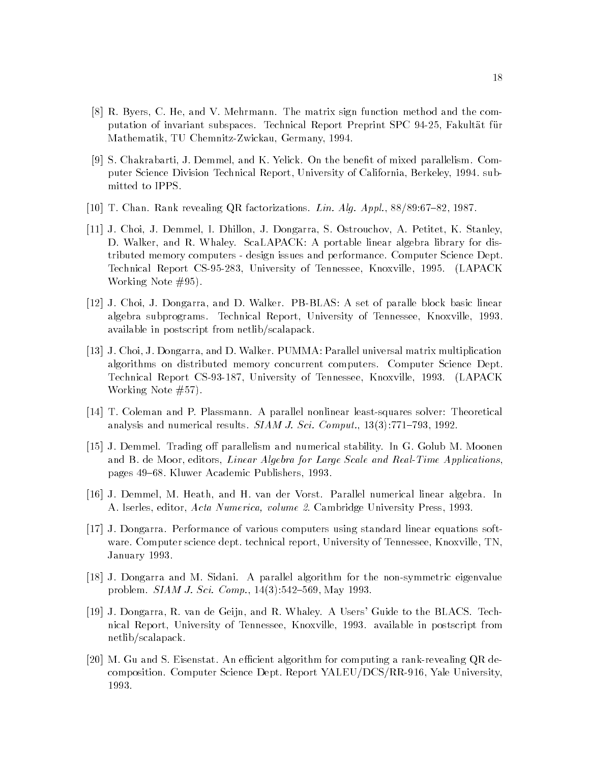[8] R. Byers, C. He, and V. Mehrmann. The matrix sign function method and the computation of invariant subspaces. Technical Report Preprint SPC 94-25, Fakultät für Mathematik, TU Chemnitz-Zwickau, Germany, 1994.

[9] S. Chakrabarti, J. Demmel, and K. Yelick. On the benefit of mixed parallelism. Computer Science Division Technical Report, University of California, Berkeley, 1994. submitted to IPPS.

[10] T. Chan. Rank revealing QR factorizations. *Lin. Alg. Appl.*, 88/89:67–82, 1987.

[11] J. Choi, J. Demmel, I. Dhillon, J. Dongarra, S. Ostrouchov, A. Petitet, K. Stanley, D. Walker, and R. Whaley. ScaLAPACK: A portable linear algebra library for distributed memory computers - design issues and performance. Computer Science Dept. Technical Report CS-95-283, University of Tennessee, Knoxville, 1995. (LAPACK Working Note #95).

[12] J. Choi, J. Dongarra, and D. Walker. PB-BLAS: A set of paralle block basic linear algebra subprograms. Technical Report, University of Tennessee, Knoxville, 1993. available in postscript from netlib/scalapack.

[13] J. Choi, J. Dongarra, and D. Walker. PUMMA: Parallel universal matrix multiplication algorithms on distributed memory concurrent computers. Computer Science Dept. Technical Report CS-93-187, University of Tennessee, Knoxville, 1993. (LAPACK Working Note #57).

[14] T. Coleman and P. Plassmann. A parallel nonlinear least-squares solver: Theoretical analysis and numerical results. *SIAM J. Sci. Comput.*, 13(3):771–793, 1992.

[15] J. Demmel. Trading off parallelism and numerical stability. In G. Golub M. Moonen and B. de Moor, editors, *Linear Algebra for Large Scale and Real-Time Applications*, pages 49–68. Kluwer Academic Publishers, 1993.

[16] J. Demmel, M. Heath, and H. van der Vorst. Parallel numerical linear algebra. In A. Iserles, editor, *Acta Numerica, volume 2*. Cambridge University Press, 1993.

[17] J. Dongarra. Performance of various computers using standard linear equations software. Computer science dept. technical report, University of Tennessee, Knoxville, TN, January 1993.

[18] J. Dongarra and M. Sidani. A parallel algorithm for the non-symmetric eigenvalue problem. *SIAM J. Sci. Comp.*, 14(3):542–569, May 1993.

[19] J. Dongarra, R. van de Geijn, and R. Whaley. A Users' Guide to the BLACS. Technical Report, University of Tennessee, Knoxville, 1993. available in postscript from netlib/scalapack.

[20] M. Gu and S. Eisenstat. An efficient algorithm for computing a rank-revealing QR decomposition. Computer Science Dept. Report YALEU/DCS/RR-916, Yale University, 1993.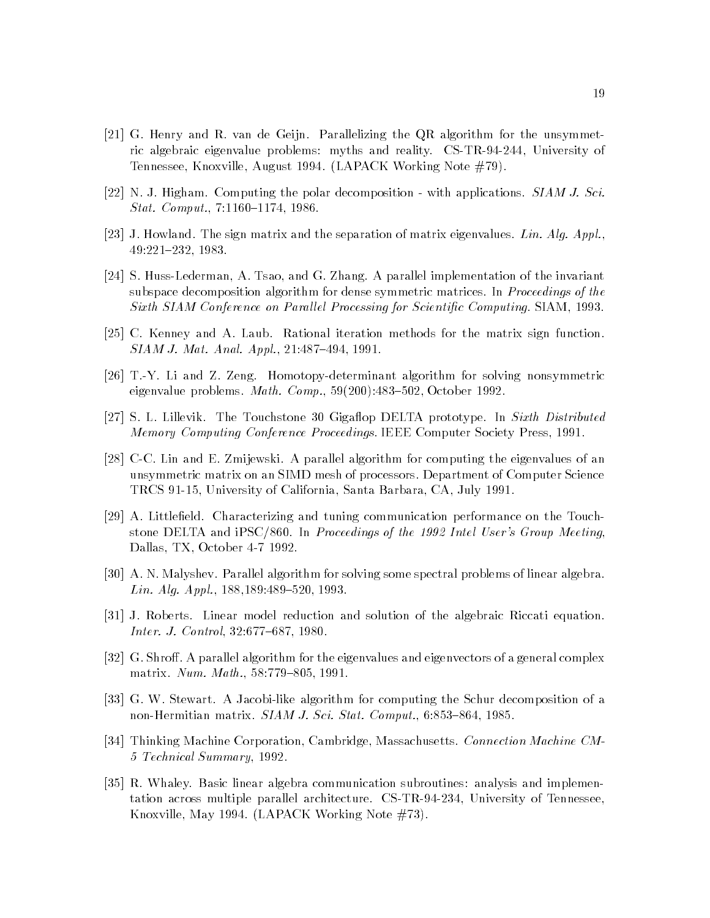[21] G. Henry and R. van de Geijn. Parallelizing the QR algorithm for the unsymmetric algebraic eigenvalue problems: myths and reality. CS-TR-94-244, University of Tennessee, Knoxville, August 1994. (LAPACK Working Note #79).

[22] N. J. Higham. Computing the polar decomposition - with applications. *SIAM J. Sci. Stat. Comput.*, 7:1160–1174, 1986.

[23] J. Howland. The sign matrix and the separation of matrix eigenvalues. *Lin. Alg. Appl.*, 49:221–232, 1983.

[24] S. Huss-Lederman, A. Tsao, and G. Zhang. A parallel implementation of the invariant subspace decomposition algorithm for dense symmetric matrices. In *Proceedings of the Sixth SIAM Conference on Parallel Processing for Scientific Computing.* SIAM, 1993.

[25] C. Kenney and A. Laub. Rational iteration methods for the matrix sign function. *SIAM J. Mat. Anal. Appl.*, 21:487–494, 1991.

[26] T.-Y. Li and Z. Zeng. Homotopy-determinant algorithm for solving nonsymmetric eigenvalue problems. *Math. Comp.*, 59(200):483–502, October 1992.

[27] S. L. Lillevik. The Touchstone 30 Gigaflop DELTA prototype. In *Sixth Distributed Memory Computing Conference Proceedings.* IEEE Computer Society Press, 1991.

[28] C-C. Lin and E. Zmijewski. A parallel algorithm for computing the eigenvalues of an unsymmetric matrix on an SIMD mesh of processors. Department of Computer Science TRCS 91-15, University of California, Santa Barbara, CA, July 1991.

[29] A. Littlefield. Characterizing and tuning communication performance on the Touchstone DELTA and iPSC/860. In *Proceedings of the 1992 Intel User's Group Meeting*, Dallas, TX, October 4-7 1992.

[30] A. N. Malyshev. Parallel algorithm for solving some spectral problems of linear algebra. *Lin. Alg. Appl.*, 188,189:489–520, 1993.

[31] J. Roberts. Linear model reduction and solution of the algebraic Riccati equation. *Inter. J. Control*, 32:677–687, 1980.

[32] G. Shroff. A parallel algorithm for the eigenvalues and eigenvectors of a general complex matrix. *Num. Math.*, 58:779–805, 1991.

[33] G. W. Stewart. A Jacobi-like algorithm for computing the Schur decomposition of a non-Hermitian matrix. *SIAM J. Sci. Stat. Comput.*, 6:853–864, 1985.

[34] Thinking Machine Corporation, Cambridge, Massachusetts. *Connection Machine CM-5 Technical Summary*, 1992.

[35] R. Whaley. Basic linear algebra communication subroutines: analysis and implementation across multiple parallel architecture. CS-TR-94-234, University of Tennessee, Knoxville, May 1994. (LAPACK Working Note #73).